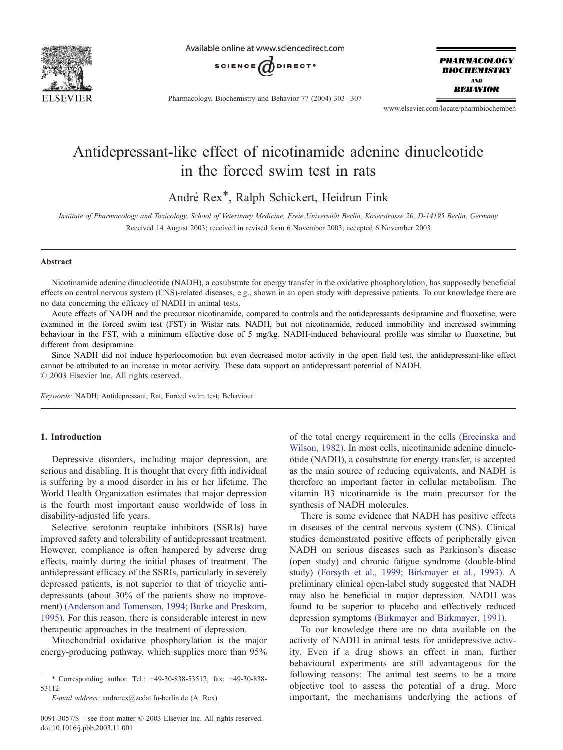# Antidepressant-like effect of nicotinamide adenine dinucleotide in the forced swim test in rats

André Rex*, Ralph Schickert, Heidrun Fink

*Institute of Pharmacology and Toxicology, School of Veterinary Medicine, Freie Universität Berlin, Koserstrasse 20, D-14195 Berlin, Germany*

Received 14 August 2003; received in revised form 6 November 2003; accepted 6 November 2003

## Abstract

Nicotinamide adenine dinucleotide (NADH), a cosubstrate for energy transfer in the oxidative phosphorylation, has supposedly beneficial effects on central nervous system (CNS)-related diseases, e.g., shown in an open study with depressive patients. To our knowledge there are no data concerning the efficacy of NADH in animal tests.

Acute effects of NADH and the precursor nicotinamide, compared to controls and the antidepressants desipramine and fluoxetine, were examined in the forced swim test (FST) in Wistar rats. NADH, but not nicotinamide, reduced immobility and increased swimming behaviour in the FST, with a minimum effective dose of 5 mg/kg. NADH-induced behavioural profile was similar to fluoxetine, but different from desipramine.

Since NADH did not induce hyperlocomotion but even decreased motor activity in the open field test, the antidepressant-like effect cannot be attributed to an increase in motor activity. These data support an antidepressant potential of NADH.

© 2003 Elsevier Inc. All rights reserved.

*Keywords:* NADH; Antidepressant; Rat; Forced swim test; Behaviour

## 1. Introduction

Depressive disorders, including major depression, are serious and disabling. It is thought that every fifth individual is suffering by a mood disorder in his or her lifetime. The World Health Organization estimates that major depression is the fourth most important cause worldwide of loss in disability-adjusted life years.

Selective serotonin reuptake inhibitors (SSRIs) have improved safety and tolerability of antidepressant treatment. However, compliance is often hampered by adverse drug effects, mainly during the initial phases of treatment. The antidepressant efficacy of the SSRIs, particularly in severely depressed patients, is not superior to that of tricyclic antidepressants (about 30% of the patients show no improvement) (Anderson and Tomenson, 1994; Burke and Preskorn, 1995). For this reason, there is considerable interest in new therapeutic approaches in the treatment of depression.

Mitochondrial oxidative phosphorylation is the major energy-producing pathway, which supplies more than 95% of the total energy requirement in the cells (Erecinska and Wilson, 1982). In most cells, nicotinamide adenine dinucleotide (NADH), a cosubstrate for energy transfer, is accepted as the main source of reducing equivalents, and NADH is therefore an important factor in cellular metabolism. The vitamin B3 nicotinamide is the main precursor for the synthesis of NADH molecules.

There is some evidence that NADH has positive effects in diseases of the central nervous system (CNS). Clinical studies demonstrated positive effects of peripherally given NADH on serious diseases such as Parkinson's disease (open study) and chronic fatigue syndrome (double-blind study) (Forsyth et al., 1999; Birkmayer et al., 1993). A preliminary clinical open-label study suggested that NADH may also be beneficial in major depression. NADH was found to be superior to placebo and effectively reduced depression symptoms (Birkmayer and Birkmayer, 1991).

To our knowledge there are no data available on the activity of NADH in animal tests for antidepressive activity. Even if a drug shows an effect in man, further behavioural experiments are still advantageous for the following reasons: The animal test seems to be a more objective tool to assess the potential of a drug. More important, the mechanisms underlying the actions of

\* Corresponding author. Tel.: +49-30-838-53512; fax: +49-30-838-53112.

*E-mail address:* andrerex@zedat.fu-berlin.de (A. Rex).

0091-3057/$ – see front matter © 2003 Elsevier Inc. All rights reserved.
doi:10.1016/j.pbb.2003.11.001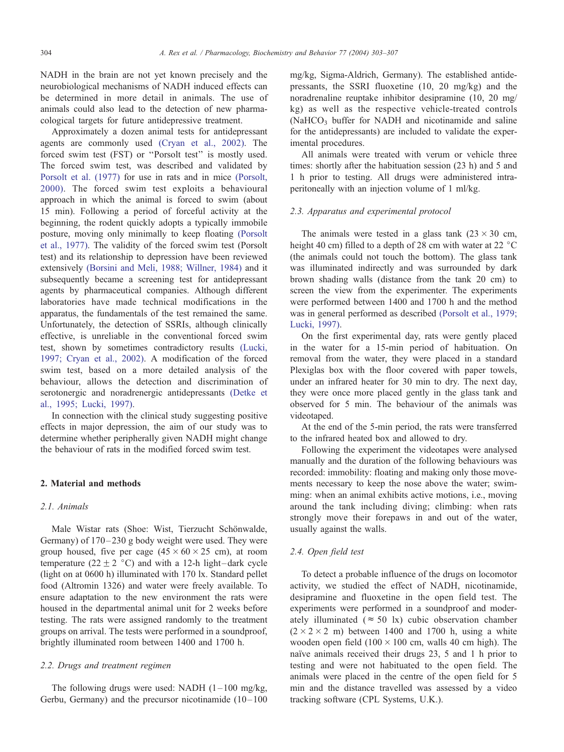NADH in the brain are not yet known precisely and the neurobiological mechanisms of NADH induced effects can be determined in more detail in animals. The use of animals could also lead to the detection of new pharmacological targets for future antidepressive treatment.

Approximately a dozen animal tests for antidepressant agents are commonly used (Cryan et al., 2002). The forced swim test (FST) or ''Porsolt test'' is mostly used. The forced swim test, was described and validated by Porsolt et al. (1977) for use in rats and in mice (Porsolt, 2000). The forced swim test exploits a behavioural approach in which the animal is forced to swim (about 15 min). Following a period of forceful activity at the beginning, the rodent quickly adopts a typically immobile posture, moving only minimally to keep floating (Porsolt et al., 1977). The validity of the forced swim test (Porsolt test) and its relationship to depression have been reviewed extensively (Borsini and Meli, 1988; Willner, 1984) and it subsequently became a screening test for antidepressant agents by pharmaceutical companies. Although different laboratories have made technical modifications in the apparatus, the fundamentals of the test remained the same. Unfortunately, the detection of SSRIs, although clinically effective, is unreliable in the conventional forced swim test, shown by sometimes contradictory results (Lucki, 1997; Cryan et al., 2002). A modification of the forced swim test, based on a more detailed analysis of the behaviour, allows the detection and discrimination of serotonergic and noradrenergic antidepressants (Detke et al., 1995; Lucki, 1997).

In connection with the clinical study suggesting positive effects in major depression, the aim of our study was to determine whether peripherally given NADH might change the behaviour of rats in the modified forced swim test.

## 2. Material and methods

### 2.1. Animals

Male Wistar rats (Shoe: Wist, Tierzucht Schönwalde, Germany) of 170–230 g body weight were used. They were group housed, five per cage (45 × 60 × 25 cm), at room temperature (22 ± 2 °C) and with a 12-h light–dark cycle (light on at 0600 h) illuminated with 170 lx. Standard pellet food (Altromin 1326) and water were freely available. To ensure adaptation to the new environment the rats were housed in the departmental animal unit for 2 weeks before testing. The rats were assigned randomly to the treatment groups on arrival. The tests were performed in a soundproof, brightly illuminated room between 1400 and 1700 h.

### 2.2. Drugs and treatment regimen

The following drugs were used: NADH (1–100 mg/kg, Gerbu, Germany) and the precursor nicotinamide (10–100 mg/kg, Sigma-Aldrich, Germany). The established antidepressants, the SSRI fluoxetine (10, 20 mg/kg) and the noradrenaline reuptake inhibitor desipramine (10, 20 mg/kg) as well as the respective vehicle-treated controls ($NaHCO_3$ buffer for NADH and nicotinamide and saline for the antidepressants) are included to validate the experimental procedures.

All animals were treated with verum or vehicle three times: shortly after the habituation session (23 h) and 5 and 1 h prior to testing. All drugs were administered intraperitoneally with an injection volume of 1 ml/kg.

### 2.3. Apparatus and experimental protocol

The animals were tested in a glass tank (23 × 30 cm, height 40 cm) filled to a depth of 28 cm with water at 22 °C (the animals could not touch the bottom). The glass tank was illuminated indirectly and was surrounded by dark brown shading walls (distance from the tank 20 cm) to screen the view from the experimenter. The experiments were performed between 1400 and 1700 h and the method was in general performed as described (Porsolt et al., 1979; Lucki, 1997).

On the first experimental day, rats were gently placed in the water for a 15-min period of habituation. On removal from the water, they were placed in a standard Plexiglas box with the floor covered with paper towels, under an infrared heater for 30 min to dry. The next day, they were once more placed gently in the glass tank and observed for 5 min. The behaviour of the animals was videotaped.

At the end of the 5-min period, the rats were transferred to the infrared heated box and allowed to dry.

Following the experiment the videotapes were analysed manually and the duration of the following behaviours was recorded: immobility: floating and making only those movements necessary to keep the nose above the water; swimming: when an animal exhibits active motions, i.e., moving around the tank including diving; climbing: when rats strongly move their forepaws in and out of the water, usually against the walls.

### 2.4. Open field test

To detect a probable influence of the drugs on locomotor activity, we studied the effect of NADH, nicotinamide, desipramine and fluoxetine in the open field test. The experiments were performed in a soundproof and moderately illuminated (≈ 50 lx) cubic observation chamber (2 × 2 × 2 m) between 1400 and 1700 h, using a white wooden open field (100 × 100 cm, walls 40 cm high). The naïve animals received their drugs 23, 5 and 1 h prior to testing and were not habituated to the open field. The animals were placed in the centre of the open field for 5 min and the distance travelled was assessed by a video tracking software (CPL Systems, U.K.).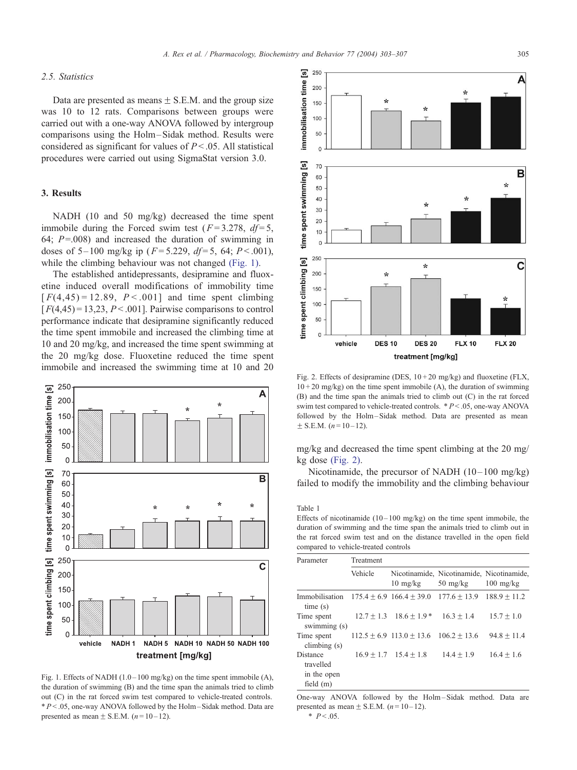### 2.5. Statistics

Data are presented as means ± S.E.M. and the group size was 10 to 12 rats. Comparisons between groups were carried out with a one-way ANOVA followed by intergroup comparisons using the Holm–Sidak method. Results were considered as significant for values of $P < .05$. All statistical procedures were carried out using SigmaStat version 3.0.

## 3. Results

NADH (10 and 50 mg/kg) decreased the time spent immobile during the Forced swim test ($F = 3.278$, $df = 5, 64$; $P = .008$) and increased the duration of swimming in doses of 5–100 mg/kg ip ($F = 5.229$, $df = 5, 64$; $P < .001$), while the climbing behaviour was not changed (Fig. 1).

The established antidepressants, desipramine and fluoxetine induced overall modifications of immobility time [$F(4,45) = 12.89$, $P < .001$] and time spent climbing [$F(4,45) = 13{,}23$, $P < .001$]. Pairwise comparisons to control performance indicate that desipramine significantly reduced the time spent immobile and increased the climbing time at 10 and 20 mg/kg, and increased the time spent swimming at the 20 mg/kg dose. Fluoxetine reduced the time spent immobile and increased the swimming time at 10 and 20 mg/kg and decreased the time spent climbing at the 20 mg/kg dose (Fig. 2).

Fig. 1. Effects of NADH (1.0–100 mg/kg) on the time spent immobile (A), the duration of swimming (B) and the time span the animals tried to climb out (C) in the rat forced swim test compared to vehicle-treated controls. * $P < .05$, one-way ANOVA followed by the Holm–Sidak method. Data are presented as mean ± S.E.M. ($n = 10$–12).

Fig. 2. Effects of desipramine (DES, 10 + 20 mg/kg) and fluoxetine (FLX, 10 + 20 mg/kg) on the time spent immobile (A), the duration of swimming (B) and the time span the animals tried to climb out (C) in the rat forced swim test compared to vehicle-treated controls. * $P < .05$, one-way ANOVA followed by the Holm–Sidak method. Data are presented as mean ± S.E.M. ($n = 10$–12).

Nicotinamide, the precursor of NADH (10–100 mg/kg) failed to modify the immobility and the climbing behaviour

Table 1
Effects of nicotinamide (10–100 mg/kg) on the time spent immobile, the duration of swimming and the time span the animals tried to climb out in the rat forced swim test and on the distance travelled in the open field compared to vehicle-treated controls

| Parameter | Treatment | | | |
|---|---|---|---|---|
| | Vehicle | Nicotinamide, 10 mg/kg | Nicotinamide, 50 mg/kg | Nicotinamide, 100 mg/kg |
| Immobilisation time (s) | 175.4 ± 6.9 | 166.4 ± 39.0 | 177.6 ± 13.9 | 188.9 ± 11.2 |
| Time spent swimming (s) | 12.7 ± 1.3 | 18.6 ± 1.9 * | 16.3 ± 1.4 | 15.7 ± 1.0 |
| Time spent climbing (s) | 112.5 ± 6.9 | 113.0 ± 13.6 | 106.2 ± 13.6 | 94.8 ± 11.4 |
| Distance travelled in the open field (m) | 16.9 ± 1.7 | 15.4 ± 1.8 | 14.4 ± 1.9 | 16.4 ± 1.6 |

One-way ANOVA followed by the Holm–Sidak method. Data are presented as mean ± S.E.M. ($n = 10$–12).

\* $P < .05$.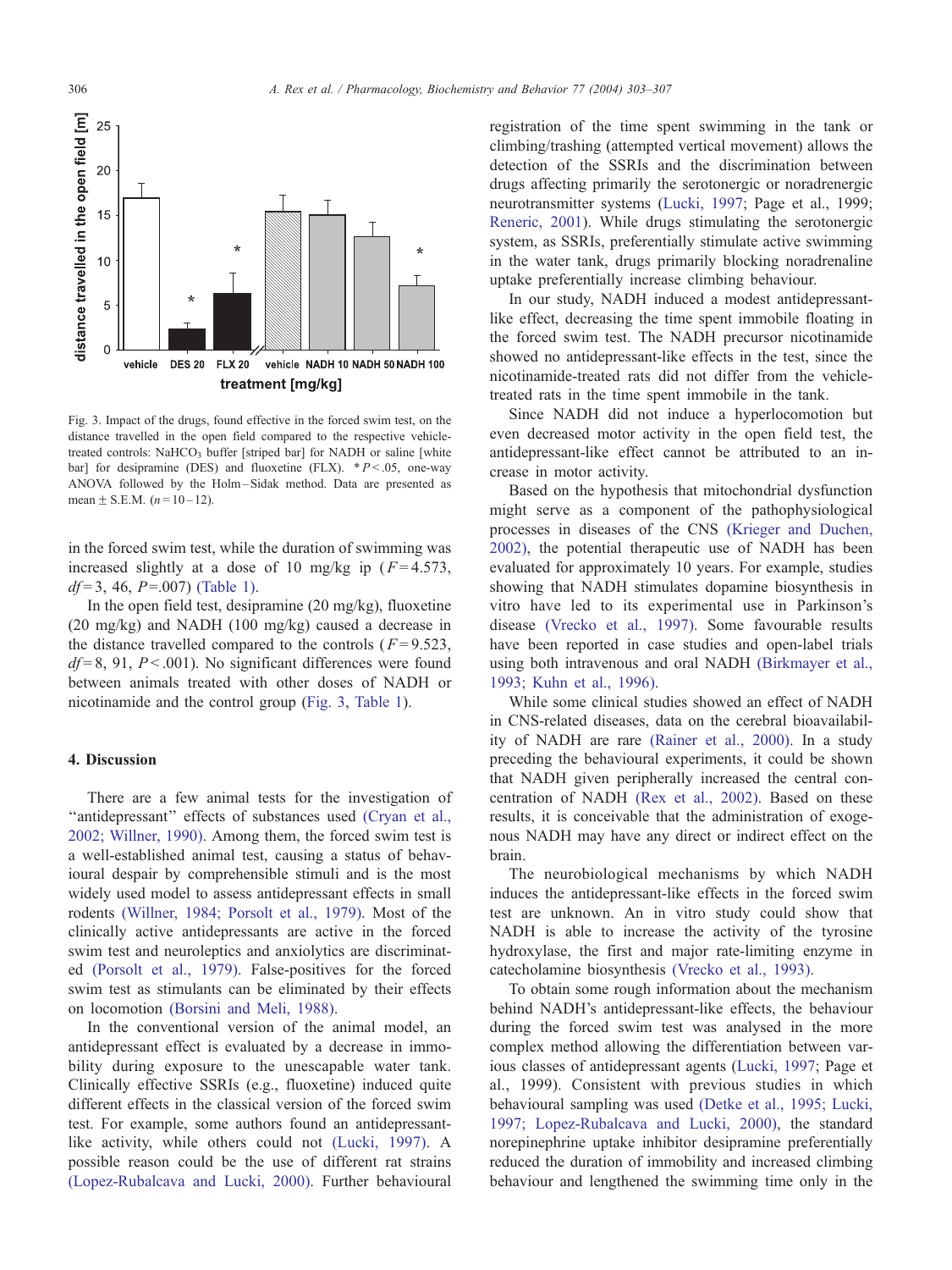Fig. 3. Impact of the drugs, found effective in the forced swim test, on the distance travelled in the open field compared to the respective vehicle-treated controls: $NaHCO_3$ buffer [striped bar] for NADH or saline [white bar] for desipramine (DES) and fluoxetine (FLX). * $P<.05$, one-way ANOVA followed by the Holm–Sidak method. Data are presented as mean ± S.E.M. ($n=10$–12).

in the forced swim test, while the duration of swimming was increased slightly at a dose of 10 mg/kg ip ($F=4.573$, $df=3$, 46, $P=.007$) (Table 1).

In the open field test, desipramine (20 mg/kg), fluoxetine (20 mg/kg) and NADH (100 mg/kg) caused a decrease in the distance travelled compared to the controls ($F=9.523$, $df=8$, 91, $P<.001$). No significant differences were found between animals treated with other doses of NADH or nicotinamide and the control group (Fig. 3, Table 1).

## 4. Discussion

There are a few animal tests for the investigation of "antidepressant" effects of substances used (Cryan et al., 2002; Willner, 1990). Among them, the forced swim test is a well-established animal test, causing a status of behavioural despair by comprehensible stimuli and is the most widely used model to assess antidepressant effects in small rodents (Willner, 1984; Porsolt et al., 1979). Most of the clinically active antidepressants are active in the forced swim test and neuroleptics and anxiolytics are discriminated (Porsolt et al., 1979). False-positives for the forced swim test as stimulants can be eliminated by their effects on locomotion (Borsini and Meli, 1988).

In the conventional version of the animal model, an antidepressant effect is evaluated by a decrease in immobility during exposure to the unescapable water tank. Clinically effective SSRIs (e.g., fluoxetine) induced quite different effects in the classical version of the forced swim test. For example, some authors found an antidepressant-like activity, while others could not (Lucki, 1997). A possible reason could be the use of different rat strains (Lopez-Rubalcava and Lucki, 2000). Further behavioural registration of the time spent swimming in the tank or climbing/trashing (attempted vertical movement) allows the detection of the SSRIs and the discrimination between drugs affecting primarily the serotonergic or noradrenergic neurotransmitter systems (Lucki, 1997; Page et al., 1999; Reneric, 2001). While drugs stimulating the serotonergic system, as SSRIs, preferentially stimulate active swimming in the water tank, drugs primarily blocking noradrenaline uptake preferentially increase climbing behaviour.

In our study, NADH induced a modest antidepressant-like effect, decreasing the time spent immobile floating in the forced swim test. The NADH precursor nicotinamide showed no antidepressant-like effects in the test, since the nicotinamide-treated rats did not differ from the vehicle-treated rats in the time spent immobile in the tank.

Since NADH did not induce a hyperlocomotion but even decreased motor activity in the open field test, the antidepressant-like effect cannot be attributed to an increase in motor activity.

Based on the hypothesis that mitochondrial dysfunction might serve as a component of the pathophysiological processes in diseases of the CNS (Krieger and Duchen, 2002), the potential therapeutic use of NADH has been evaluated for approximately 10 years. For example, studies showing that NADH stimulates dopamine biosynthesis in vitro have led to its experimental use in Parkinson's disease (Vrecko et al., 1997). Some favourable results have been reported in case studies and open-label trials using both intravenous and oral NADH (Birkmayer et al., 1993; Kuhn et al., 1996).

While some clinical studies showed an effect of NADH in CNS-related diseases, data on the cerebral bioavailability of NADH are rare (Rainer et al., 2000). In a study preceding the behavioural experiments, it could be shown that NADH given peripherally increased the central concentration of NADH (Rex et al., 2002). Based on these results, it is conceivable that the administration of exogenous NADH may have any direct or indirect effect on the brain.

The neurobiological mechanisms by which NADH induces the antidepressant-like effects in the forced swim test are unknown. An in vitro study could show that NADH is able to increase the activity of the tyrosine hydroxylase, the first and major rate-limiting enzyme in catecholamine biosynthesis (Vrecko et al., 1993).

To obtain some rough information about the mechanism behind NADH's antidepressant-like effects, the behaviour during the forced swim test was analysed in the more complex method allowing the differentiation between various classes of antidepressant agents (Lucki, 1997; Page et al., 1999). Consistent with previous studies in which behavioural sampling was used (Detke et al., 1995; Lucki, 1997; Lopez-Rubalcava and Lucki, 2000), the standard norepinephrine uptake inhibitor desipramine preferentially reduced the duration of immobility and increased climbing behaviour and lengthened the swimming time only in the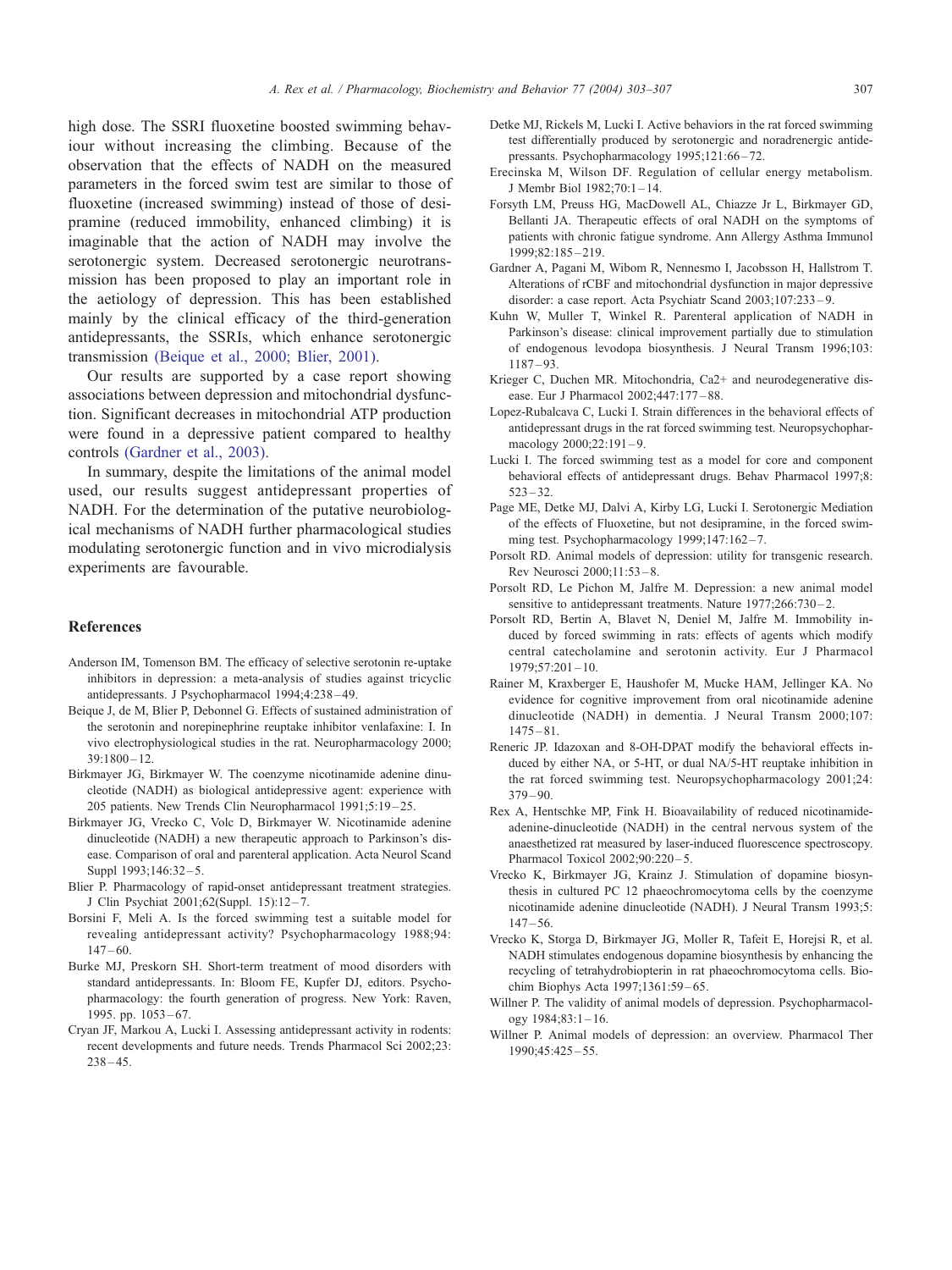high dose. The SSRI fluoxetine boosted swimming behaviour without increasing the climbing. Because of the observation that the effects of NADH on the measured parameters in the forced swim test are similar to those of fluoxetine (increased swimming) instead of those of desipramine (reduced immobility, enhanced climbing) it is imaginable that the action of NADH may involve the serotonergic system. Decreased serotonergic neurotransmission has been proposed to play an important role in the aetiology of depression. This has been established mainly by the clinical efficacy of the third-generation antidepressants, the SSRIs, which enhance serotonergic transmission (Beique et al., 2000; Blier, 2001).

Our results are supported by a case report showing associations between depression and mitochondrial dysfunction. Significant decreases in mitochondrial ATP production were found in a depressive patient compared to healthy controls (Gardner et al., 2003).

In summary, despite the limitations of the animal model used, our results suggest antidepressant properties of NADH. For the determination of the putative neurobiological mechanisms of NADH further pharmacological studies modulating serotonergic function and in vivo microdialysis experiments are favourable.

## References

Anderson IM, Tomenson BM. The efficacy of selective serotonin re-uptake inhibitors in depression: a meta-analysis of studies against tricyclic antidepressants. J Psychopharmacol 1994;4:238–49.

Beique J, de M, Blier P, Debonnel G. Effects of sustained administration of the serotonin and norepinephrine reuptake inhibitor venlafaxine: I. In vivo electrophysiological studies in the rat. Neuropharmacology 2000; 39:1800–12.

Birkmayer JG, Birkmayer W. The coenzyme nicotinamide adenine dinucleotide (NADH) as biological antidepressive agent: experience with 205 patients. New Trends Clin Neuropharmacol 1991;5:19–25.

Birkmayer JG, Vrecko C, Volc D, Birkmayer W. Nicotinamide adenine dinucleotide (NADH) a new therapeutic approach to Parkinson's disease. Comparison of oral and parenteral application. Acta Neurol Scand Suppl 1993;146:32–5.

Blier P. Pharmacology of rapid-onset antidepressant treatment strategies. J Clin Psychiat 2001;62(Suppl. 15):12–7.

Borsini F, Meli A. Is the forced swimming test a suitable model for revealing antidepressant activity? Psychopharmacology 1988;94: 147–60.

Burke MJ, Preskorn SH. Short-term treatment of mood disorders with standard antidepressants. In: Bloom FE, Kupfer DJ, editors. Psychopharmacology: the fourth generation of progress. New York: Raven, 1995. pp. 1053–67.

Cryan JF, Markou A, Lucki I. Assessing antidepressant activity in rodents: recent developments and future needs. Trends Pharmacol Sci 2002;23: 238–45.

Detke MJ, Rickels M, Lucki I. Active behaviors in the rat forced swimming test differentially produced by serotonergic and noradrenergic antidepressants. Psychopharmacology 1995;121:66–72.

Erecinska M, Wilson DF. Regulation of cellular energy metabolism. J Membr Biol 1982;70:1–14.

Forsyth LM, Preuss HG, MacDowell AL, Chiazze Jr L, Birkmayer GD, Bellanti JA. Therapeutic effects of oral NADH on the symptoms of patients with chronic fatigue syndrome. Ann Allergy Asthma Immunol 1999;82:185–219.

Gardner A, Pagani M, Wibom R, Nennesmo I, Jacobsson H, Hallstrom T. Alterations of rCBF and mitochondrial dysfunction in major depressive disorder: a case report. Acta Psychiatr Scand 2003;107:233–9.

Kuhn W, Muller T, Winkel R. Parenteral application of NADH in Parkinson's disease: clinical improvement partially due to stimulation of endogenous levodopa biosynthesis. J Neural Transm 1996;103: 1187–93.

Krieger C, Duchen MR. Mitochondria, Ca2+ and neurodegenerative disease. Eur J Pharmacol 2002;447:177–88.

Lopez-Rubalcava C, Lucki I. Strain differences in the behavioral effects of antidepressant drugs in the rat forced swimming test. Neuropsychopharmacology 2000;22:191–9.

Lucki I. The forced swimming test as a model for core and component behavioral effects of antidepressant drugs. Behav Pharmacol 1997;8: 523–32.

Page ME, Detke MJ, Dalvi A, Kirby LG, Lucki I. Serotonergic Mediation of the effects of Fluoxetine, but not desipramine, in the forced swimming test. Psychopharmacology 1999;147:162–7.

Porsolt RD. Animal models of depression: utility for transgenic research. Rev Neurosci 2000;11:53–8.

Porsolt RD, Le Pichon M, Jalfre M. Depression: a new animal model sensitive to antidepressant treatments. Nature 1977;266:730–2.

Porsolt RD, Bertin A, Blavet N, Deniel M, Jalfre M. Immobility induced by forced swimming in rats: effects of agents which modify central catecholamine and serotonin activity. Eur J Pharmacol 1979;57:201–10.

Rainer M, Kraxberger E, Haushofer M, Mucke HAM, Jellinger KA. No evidence for cognitive improvement from oral nicotinamide adenine dinucleotide (NADH) in dementia. J Neural Transm 2000;107: 1475–81.

Reneric JP. Idazoxan and 8-OH-DPAT modify the behavioral effects induced by either NA, or 5-HT, or dual NA/5-HT reuptake inhibition in the rat forced swimming test. Neuropsychopharmacology 2001;24: 379–90.

Rex A, Hentschke MP, Fink H. Bioavailability of reduced nicotinamide-adenine-dinucleotide (NADH) in the central nervous system of the anaesthetized rat measured by laser-induced fluorescence spectroscopy. Pharmacol Toxicol 2002;90:220–5.

Vrecko K, Birkmayer JG, Krainz J. Stimulation of dopamine biosynthesis in cultured PC 12 phaeochromocytoma cells by the coenzyme nicotinamide adenine dinucleotide (NADH). J Neural Transm 1993;5: 147–56.

Vrecko K, Storga D, Birkmayer JG, Moller R, Tafeit E, Horejsi R, et al. NADH stimulates endogenous dopamine biosynthesis by enhancing the recycling of tetrahydrobiopterin in rat phaeochromocytoma cells. Biochim Biophys Acta 1997;1361:59–65.

Willner P. The validity of animal models of depression. Psychopharmacology 1984;83:1–16.

Willner P. Animal models of depression: an overview. Pharmacol Ther 1990;45:425–55.